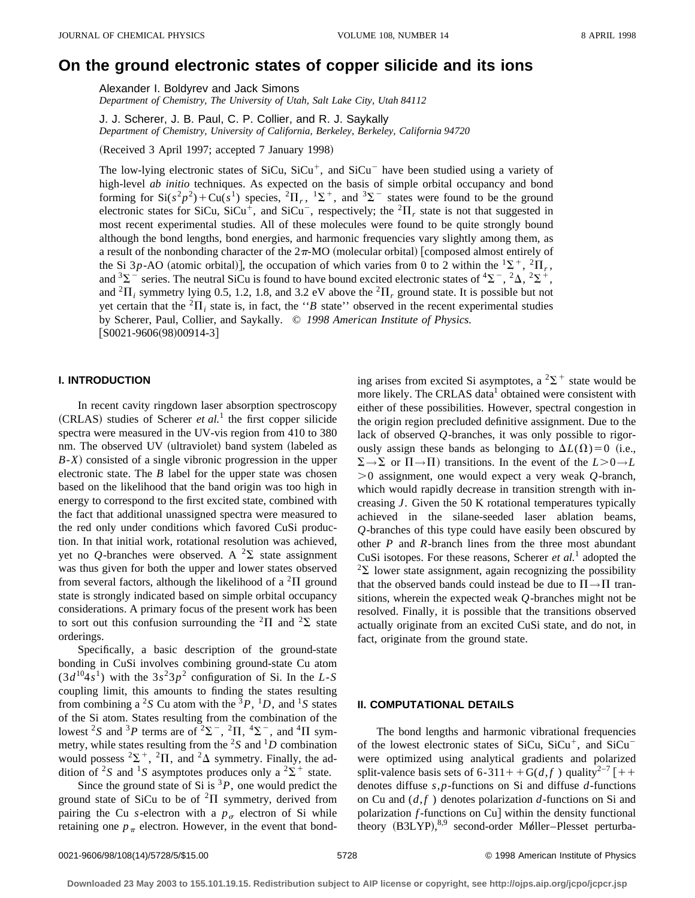# On the ground electronic states of copper silicide and its ions

Alexander I. Boldyrev and Jack Simons
*Department of Chemistry, The University of Utah, Salt Lake City, Utah 84112*

J. J. Scherer, J. B. Paul, C. P. Collier, and R. J. Saykally
*Department of Chemistry, University of California, Berkeley, Berkeley, California 94720*

(Received 3 April 1997; accepted 7 January 1998)

The low-lying electronic states of SiCu, $SiCu^+$, and $SiCu^-$ have been studied using a variety of high-level *ab initio* techniques. As expected on the basis of simple orbital occupancy and bond forming for $Si(s^2p^2)+Cu(s^1)$ species, $^2\Pi_r$, $^1\Sigma^+$, and $^3\Sigma^-$ states were found to be the ground electronic states for SiCu, $SiCu^+$, and $SiCu^-$, respectively; the $^2\Pi_r$ state is not that suggested in most recent experimental studies. All of these molecules were found to be quite strongly bound although the bond lengths, bond energies, and harmonic frequencies vary slightly among them, as a result of the nonbonding character of the $2\pi$-MO (molecular orbital) [composed almost entirely of the Si 3*p*-AO (atomic orbital)], the occupation of which varies from 0 to 2 within the $^1\Sigma^+$, $^2\Pi_r$, and $^3\Sigma^-$ series. The neutral SiCu is found to have bound excited electronic states of $^4\Sigma^-$, $^2\Delta$, $^2\Sigma^+$, and $^2\Pi_i$ symmetry lying 0.5, 1.2, 1.8, and 3.2 eV above the $^2\Pi_r$ ground state. It is possible but not yet certain that the $^2\Pi_i$ state is, in fact, the ''*B* state'' observed in the recent experimental studies by Scherer, Paul, Collier, and Saykally. © *1998 American Institute of Physics.* [S0021-9606(98)00914-3]

## I. INTRODUCTION

In recent cavity ringdown laser absorption spectroscopy (CRLAS) studies of Scherer *et al.*[1] the first copper silicide spectra were measured in the UV-vis region from 410 to 380 nm. The observed UV (ultraviolet) band system (labeled as *B*-*X*) consisted of a single vibronic progression in the upper electronic state. The *B* label for the upper state was chosen based on the likelihood that the band origin was too high in energy to correspond to the first excited state, combined with the fact that additional unassigned spectra were measured to the red only under conditions which favored CuSi production. In that initial work, rotational resolution was achieved, yet no *Q*-branches were observed. A $^2\Sigma$ state assignment was thus given for both the upper and lower states observed from several factors, although the likelihood of a $^2\Pi$ ground state is strongly indicated based on simple orbital occupancy considerations. A primary focus of the present work has been to sort out this confusion surrounding the $^2\Pi$ and $^2\Sigma$ state orderings.

Specifically, a basic description of the ground-state bonding in CuSi involves combining ground-state Cu atom ($3d^{10}4s^1$) with the $3s^23p^2$ configuration of Si. In the *L*-*S* coupling limit, this amounts to finding the states resulting from combining a $^2S$ Cu atom with the $^3P$, $^1D$, and $^1S$ states of the Si atom. States resulting from the combination of the lowest $^2S$ and $^3P$ terms are of $^2\Sigma^-$, $^2\Pi$, $^4\Sigma^-$, and $^4\Pi$ symmetry, while states resulting from the $^2S$ and $^1D$ combination would possess $^2\Sigma^+$, $^2\Pi$, and $^2\Delta$ symmetry. Finally, the addition of $^2S$ and $^1S$ asymptotes produces only a $^2\Sigma^+$ state.

Since the ground state of Si is $^3P$, one would predict the ground state of SiCu to be of $^2\Pi$ symmetry, derived from pairing the Cu *s*-electron with a $p_\sigma$ electron of Si while retaining one $p_\pi$ electron. However, in the event that bonding arises from excited Si asymptotes, a $^2\Sigma^+$ state would be more likely. The CRLAS data[1] obtained were consistent with either of these possibilities. However, spectral congestion in the origin region precluded definitive assignment. Due to the lack of observed *Q*-branches, it was only possible to rigorously assign these bands as belonging to $\Delta L(\Omega)=0$ (i.e., $\Sigma\rightarrow\Sigma$ or $\Pi\rightarrow\Pi$) transitions. In the event of the $L>0\rightarrow L>0$ assignment, one would expect a very weak *Q*-branch, which would rapidly decrease in transition strength with increasing *J*. Given the 50 K rotational temperatures typically achieved in the silane-seeded laser ablation beams, *Q*-branches of this type could have easily been obscured by other *P* and *R*-branch lines from the three most abundant CuSi isotopes. For these reasons, Scherer *et al.*[1] adopted the $^2\Sigma$ lower state assignment, again recognizing the possibility that the observed bands could instead be due to $\Pi\rightarrow\Pi$ transitions, wherein the expected weak *Q*-branches might not be resolved. Finally, it is possible that the transitions observed actually originate from an excited CuSi state, and do not, in fact, originate from the ground state.

## II. COMPUTATIONAL DETAILS

The bond lengths and harmonic vibrational frequencies of the lowest electronic states of SiCu, $SiCu^+$, and $SiCu^-$ were optimized using analytical gradients and polarized split-valence basis sets of 6-311++G(*d,f*) quality[2–7] [++ denotes diffuse *s,p*-functions on Si and diffuse *d*-functions on Cu and (*d,f*) denotes polarization *d*-functions on Si and polarization *f*-functions on Cu] within the density functional theory (B3LYP),[8,9] second-order Møller–Plesset perturba-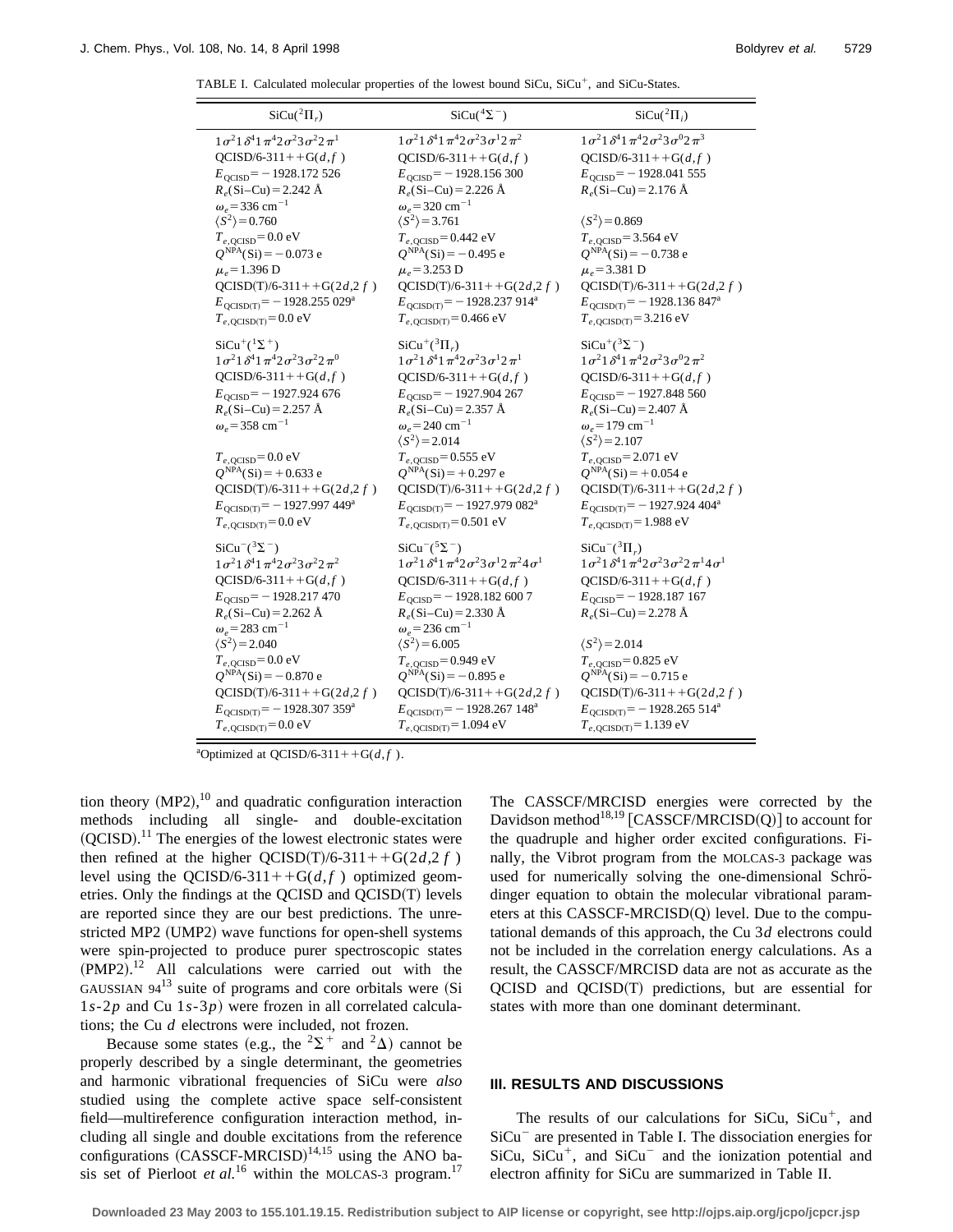TABLE I. Calculated molecular properties of the lowest bound SiCu, $SiCu^+$, and SiCu-States.

| $SiCu(^2\Pi_r)$ | $SiCu(^4\Sigma^-)$ | $SiCu(^2\Pi_i)$ |
|---|---|---|
| $1\sigma^2 1\delta^4 1\pi^4 2\sigma^2 3\sigma^2 2\pi^1$ | $1\sigma^2 1\delta^4 1\pi^4 2\sigma^2 3\sigma^1 2\pi^2$ | $1\sigma^2 1\delta^4 1\pi^4 2\sigma^2 3\sigma^0 2\pi^3$ |
| QCISD/6-311++G$(d,f)$ | QCISD/6-311++G$(d,f)$ | QCISD/6-311++G$(d,f)$ |
| $E_{QCISD} = -1928.172\ 526$ | $E_{QCISD} = -1928.156\ 300$ | $E_{QCISD} = -1928.041\ 555$ |
| $R_e$(Si–Cu) = 2.242 Å | $R_e$(Si–Cu) = 2.226 Å | $R_e$(Si–Cu) = 2.176 Å |
| $\omega_e = 336\ cm^{-1}$ | $\omega_e = 320\ cm^{-1}$ | |
| $\langle S^2 \rangle = 0.760$ | $\langle S^2 \rangle = 3.761$ | $\langle S^2 \rangle = 0.869$ |
| $T_{e,QCISD} = 0.0$ eV | $T_{e,QCISD} = 0.442$ eV | $T_{e,QCISD} = 3.564$ eV |
| $Q^{NPA}(Si) = -0.073$ e | $Q^{NPA}(Si) = -0.495$ e | $Q^{NPA}(Si) = -0.738$ e |
| $\mu_e = 1.396$ D | $\mu_e = 3.253$ D | $\mu_e = 3.381$ D |
| QCISD(T)/6-311++G$(2d,2f)$ | QCISD(T)/6-311++G$(2d,2f)$ | QCISD(T)/6-311++G$(2d,2f)$ |
| $E_{QCISD(T)} = -1928.255\ 029$[a] | $E_{QCISD(T)} = -1928.237\ 914$[a] | $E_{QCISD(T)} = -1928.136\ 847$[a] |
| $T_{e,QCISD(T)} = 0.0$ eV | $T_{e,QCISD(T)} = 0.466$ eV | $T_{e,QCISD(T)} = 3.216$ eV |
| $SiCu^+(^1\Sigma^+)$ | $SiCu^+(^3\Pi_r)$ | $SiCu^+(^3\Sigma^-)$ |
| $1\sigma^2 1\delta^4 1\pi^4 2\sigma^2 3\sigma^2 2\pi^0$ | $1\sigma^2 1\delta^4 1\pi^4 2\sigma^2 3\sigma^1 2\pi^1$ | $1\sigma^2 1\delta^4 1\pi^4 2\sigma^2 3\sigma^0 2\pi^2$ |
| QCISD/6-311++G$(d,f)$ | QCISD/6-311++G$(d,f)$ | QCISD/6-311++G$(d,f)$ |
| $E_{QCISD} = -1927.924\ 676$ | $E_{QCISD} = -1927.904\ 267$ | $E_{QCISD} = -1927.848\ 560$ |
| $R_e$(Si–Cu) = 2.257 Å | $R_e$(Si–Cu) = 2.357 Å | $R_e$(Si–Cu) = 2.407 Å |
| $\omega_e = 358\ cm^{-1}$ | $\omega_e = 240\ cm^{-1}$ | $\omega_e = 179\ cm^{-1}$ |
| | $\langle S^2 \rangle = 2.014$ | $\langle S^2 \rangle = 2.107$ |
| $T_{e,QCISD} = 0.0$ eV | $T_{e,QCISD} = 0.555$ eV | $T_{e,QCISD} = 2.071$ eV |
| $Q^{NPA}(Si) = +0.633$ e | $Q^{NPA}(Si) = +0.297$ e | $Q^{NPA}(Si) = +0.054$ e |
| QCISD(T)/6-311++G$(2d,2f)$ | QCISD(T)/6-311++G$(2d,2f)$ | QCISD(T)/6-311++G$(2d,2f)$ |
| $E_{QCISD(T)} = -1927.997\ 449$[a] | $E_{QCISD(T)} = -1927.979\ 082$[a] | $E_{QCISD(T)} = -1927.924\ 404$[a] |
| $T_{e,QCISD(T)} = 0.0$ eV | $T_{e,QCISD(T)} = 0.501$ eV | $T_{e,QCISD(T)} = 1.988$ eV |
| $SiCu^-(^3\Sigma^-)$ | $SiCu^-(^5\Sigma^-)$ | $SiCu^-(^3\Pi_r)$ |
| $1\sigma^2 1\delta^4 1\pi^4 2\sigma^2 3\sigma^2 2\pi^2$ | $1\sigma^2 1\delta^4 1\pi^4 2\sigma^2 3\sigma^1 2\pi^2 4\sigma^1$ | $1\sigma^2 1\delta^4 1\pi^4 2\sigma^2 3\sigma^2 2\pi^1 4\sigma^1$ |
| QCISD/6-311++G$(d,f)$ | QCISD/6-311++G$(d,f)$ | QCISD/6-311++G$(d,f)$ |
| $E_{QCISD} = -1928.217\ 470$ | $E_{QCISD} = -1928.182\ 600\ 7$ | $E_{QCISD} = -1928.187\ 167$ |
| $R_e$(Si–Cu) = 2.262 Å | $R_e$(Si–Cu) = 2.330 Å | $R_e$(Si–Cu) = 2.278 Å |
| $\omega_e = 283\ cm^{-1}$ | $\omega_e = 236\ cm^{-1}$ | |
| $\langle S^2 \rangle = 2.040$ | $\langle S^2 \rangle = 6.005$ | $\langle S^2 \rangle = 2.014$ |
| $T_{e,QCISD} = 0.0$ eV | $T_{e,QCISD} = 0.949$ eV | $T_{e,QCISD} = 0.825$ eV |
| $Q^{NPA}(Si) = -0.870$ e | $Q^{NPA}(Si) = -0.895$ e | $Q^{NPA}(Si) = -0.715$ e |
| QCISD(T)/6-311++G$(2d,2f)$ | QCISD(T)/6-311++G$(2d,2f)$ | QCISD(T)/6-311++G$(2d,2f)$ |
| $E_{QCISD(T)} = -1928.307\ 359$[a] | $E_{QCISD(T)} = -1928.267\ 148$[a] | $E_{QCISD(T)} = -1928.265\ 514$[a] |
| $T_{e,QCISD(T)} = 0.0$ eV | $T_{e,QCISD(T)} = 1.094$ eV | $T_{e,QCISD(T)} = 1.139$ eV |

[a]Optimized at QCISD/6-311++G$(d,f)$.

tion theory (MP2),[10] and quadratic configuration interaction methods including all single- and double-excitation (QCISD).[11] The energies of the lowest electronic states were then refined at the higher QCISD(T)/6-311++G$(2d,2f)$ level using the QCISD/6-311++G$(d,f)$ optimized geometries. Only the findings at the QCISD and QCISD(T) levels are reported since they are our best predictions. The unrestricted MP2 (UMP2) wave functions for open-shell systems were spin-projected to produce purer spectroscopic states (PMP2).[12] All calculations were carried out with the GAUSSIAN 94[13] suite of programs and core orbitals were (Si $1s$-$2p$ and Cu $1s$-$3p$) were frozen in all correlated calculations; the Cu $d$ electrons were included, not frozen.

Because some states (e.g., the $^2\Sigma^+$ and $^2\Delta$) cannot be properly described by a single determinant, the geometries and harmonic vibrational frequencies of SiCu were *also* studied using the complete active space self-consistent field—multireference configuration interaction method, including all single and double excitations from the reference configurations (CASSCF-MRCISD)[14,15] using the ANO basis set of Pierloot *et al.*[16] within the MOLCAS-3 program.[17] The CASSCF/MRCISD energies were corrected by the Davidson method[18,19] [CASSCF/MRCISD(Q)] to account for the quadruple and higher order excited configurations. Finally, the Vibrot program from the MOLCAS-3 package was used for numerically solving the one-dimensional Schrödinger equation to obtain the molecular vibrational parameters at this CASSCF-MRCISD(Q) level. Due to the computational demands of this approach, the Cu $3d$ electrons could not be included in the correlation energy calculations. As a result, the CASSCF/MRCISD data are not as accurate as the QCISD and QCISD(T) predictions, but are essential for states with more than one dominant determinant.

## III. RESULTS AND DISCUSSIONS

The results of our calculations for SiCu, $SiCu^+$, and $SiCu^-$ are presented in Table I. The dissociation energies for SiCu, $SiCu^+$, and $SiCu^-$ and the ionization potential and electron affinity for SiCu are summarized in Table II.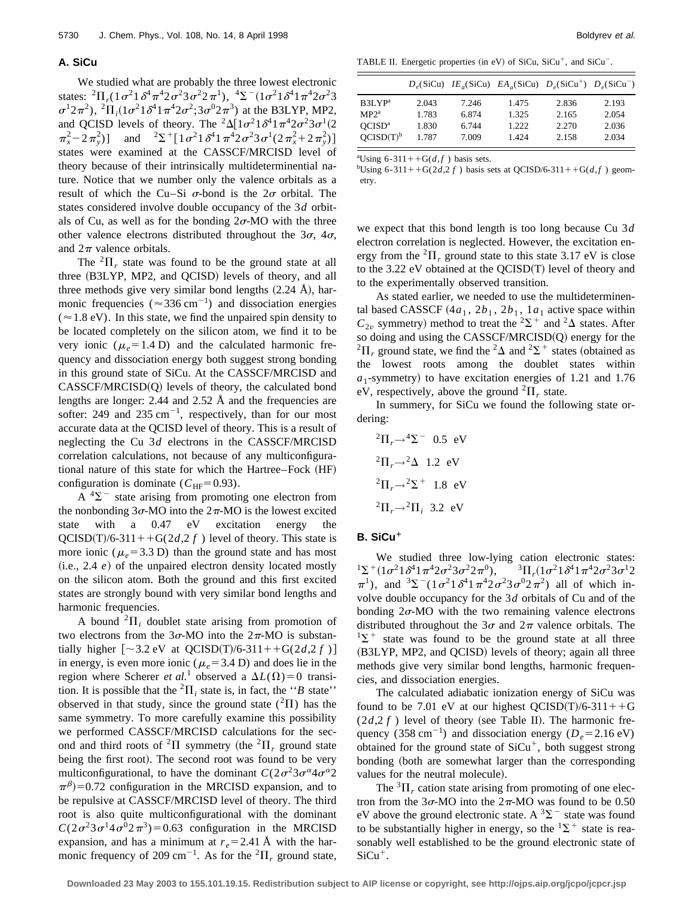### A. SiCu

We studied what are probably the three lowest electronic states: $^2\Pi_r(1\sigma^2 1\delta^4 \pi^4 2\sigma^2 3\sigma^2 2\pi^1)$, $^4\Sigma^-(1\sigma^2 1\delta^4 1\pi^4 2\sigma^2 3\sigma^1 2\pi^2)$, $^2\Pi_i(1\sigma^2 1\delta^4 1\pi^4 2\sigma^2;3\sigma^0 2\pi^3)$ at the B3LYP, MP2, and QCISD levels of theory. The $^2\Delta[1\sigma^2 1\delta^4 1\pi^4 2\sigma^2 3\sigma^1(2\pi_x^2-2\pi_y^2)]$ and $^2\Sigma^+[1\sigma^2 1\delta^4 1\pi^4 2\sigma^2 3\sigma^1(2\pi_x^2+2\pi_y^2)]$ states were examined at the CASSCF/MRCISD level of theory because of their intrinsically multideterminential nature. Notice that we number only the valence orbitals as a result of which the Cu–Si $\sigma$-bond is the $2\sigma$ orbital. The states considered involve double occupancy of the $3d$ orbitals of Cu, as well as for the bonding $2\sigma$-MO with the three other valence electrons distributed throughout the $3\sigma$, $4\sigma$, and $2\pi$ valence orbitals.

The $^2\Pi_r$ state was found to be the ground state at all three (B3LYP, MP2, and QCISD) levels of theory, and all three methods give very similar bond lengths (2.24 Å), harmonic frequencies ($\approx 336\ \mathrm{cm}^{-1}$) and dissociation energies ($\approx 1.8$ eV). In this state, we find the unpaired spin density to be located completely on the silicon atom, we find it to be very ionic ($\mu_e = 1.4$ D) and the calculated harmonic frequency and dissociation energy both suggest strong bonding in this ground state of SiCu. At the CASSCF/MRCISD and CASSCF/MRCISD(Q) levels of theory, the calculated bond lengths are longer: 2.44 and 2.52 Å and the frequencies are softer: 249 and 235 $\mathrm{cm}^{-1}$, respectively, than for our most accurate data at the QCISD level of theory. This is a result of neglecting the Cu $3d$ electrons in the CASSCF/MRCISD correlation calculations, not because of any multiconfigurational nature of this state for which the Hartree–Fock (HF) configuration is dominate ($C_{\mathrm{HF}} = 0.93$).

A $^4\Sigma^-$ state arising from promoting one electron from the nonbonding $3\sigma$-MO into the $2\pi$-MO is the lowest excited state with a 0.47 eV excitation energy the QCISD(T)/6-311++G(2$d$,2$f$) level of theory. This state is more ionic ($\mu_e = 3.3$ D) than the ground state and has most (i.e., 2.4 $e$) of the unpaired electron density located mostly on the silicon atom. Both the ground and this first excited states are strongly bound with very similar bond lengths and harmonic frequencies.

A bound $^2\Pi_i$ doublet state arising from promotion of two electrons from the $3\sigma$-MO into the $2\pi$-MO is substantially higher [$\sim$3.2 eV at QCISD(T)/6-311++G(2$d$,2$f$)] in energy, is even more ionic ($\mu_e = 3.4$ D) and does lie in the region where Scherer *et al.*[1] observed a $\Delta L(\Omega) = 0$ transition. It is possible that the $^2\Pi_i$ state is, in fact, the "$B$ state" observed in that study, since the ground state ($^2\Pi$) has the same symmetry. To more carefully examine this possibility we performed CASSCF/MRCISD calculations for the second and third roots of $^2\Pi$ symmetry (the $^2\Pi_r$ ground state being the first root). The second root was found to be very multiconfigurational, to have the dominant $C(2\sigma^2 3\sigma^\alpha 4\sigma^\alpha 2\pi^\beta) = 0.72$ configuration in the MRCISD expansion, and to be repulsive at CASSCF/MRCISD level of theory. The third root is also quite multiconfigurational with the dominant $C(2\sigma^2 3\sigma^1 4\sigma^0 2\pi^3) = 0.63$ configuration in the MRCISD expansion, and has a minimum at $r_e = 2.41$ Å with the harmonic frequency of 209 $\mathrm{cm}^{-1}$. As for the $^2\Pi_r$ ground state, we expect that this bond length is too long because Cu $3d$ electron correlation is neglected. However, the excitation energy from the $^2\Pi_r$ ground state to this state 3.17 eV is close to the 3.22 eV obtained at the QCISD(T) level of theory and to the experimentally observed transition.

As stated earlier, we needed to use the multideterminental based CASSCF ($4a_1$, $2b_1$, $2b_1$, $1a_1$ active space within $C_{2v}$ symmetry) method to treat the $^2\Sigma^+$ and $^2\Delta$ states. After so doing and using the CASSCF/MRCISD(Q) energy for the $^2\Pi_r$ ground state, we find the $^2\Delta$ and $^2\Sigma^+$ states (obtained as the lowest roots among the doublet states within $a_1$-symmetry) to have excitation energies of 1.21 and 1.76 eV, respectively, above the ground $^2\Pi_r$ state.

In summery, for SiCu we found the following state ordering:

$$^2\Pi_r \rightarrow {}^4\Sigma^- \quad 0.5\ \text{eV}$$

$$^2\Pi_r \rightarrow {}^2\Delta \quad 1.2\ \text{eV}$$

$$^2\Pi_r \rightarrow {}^2\Sigma^+ \quad 1.8\ \text{eV}$$

$$^2\Pi_r \rightarrow {}^2\Pi_i \quad 3.2\ \text{eV}$$

TABLE II. Energetic properties (in eV) of SiCu, $\mathrm{SiCu}^+$, and $\mathrm{SiCu}^-$.

| | $D_e$(SiCu) | $IE_a$(SiCu) | $EA_a$(SiCu) | $D_e(\mathrm{SiCu}^+)$ | $D_e(\mathrm{SiCu}^-)$ |
|---|---|---|---|---|---|
| B3LYP[a] | 2.043 | 7.246 | 1.475 | 2.836 | 2.193 |
| MP2[a] | 1.783 | 6.874 | 1.325 | 2.165 | 2.054 |
| QCISD[a] | 1.830 | 6.744 | 1.222 | 2.270 | 2.036 |
| QCISD(T)[b] | 1.787 | 7.009 | 1.424 | 2.158 | 2.034 |

[a]Using 6-311++G($d$,$f$) basis sets.

[b]Using 6-311++G(2$d$,2$f$) basis sets at QCISD/6-311++G($d$,$f$) geometry.

### B. $\mathrm{SiCu}^+$

We studied three low-lying cation electronic states: $^1\Sigma^+(1\sigma^2 1\delta^4 1\pi^4 2\sigma^2 3\sigma^2 2\pi^0)$, $^3\Pi_r(1\sigma^2 1\delta^4 1\pi^4 2\sigma^2 3\sigma^1 2\pi^1)$, and $^3\Sigma^-(1\sigma^2 1\delta^4 1\pi^4 2\sigma^2 3\sigma^0 2\pi^2)$ all of which involve double occupancy for the $3d$ orbitals of Cu and of the bonding $2\sigma$-MO with the two remaining valence electrons distributed throughout the $3\sigma$ and $2\pi$ valence orbitals. The $^1\Sigma^+$ state was found to be the ground state at all three (B3LYP, MP2, and QCISD) levels of theory; again all three methods give very similar bond lengths, harmonic frequencies, and dissociation energies.

The calculated adiabatic ionization energy of SiCu was found to be 7.01 eV at our highest QCISD(T)/6-311++G(2$d$,2$f$) level of theory (see Table II). The harmonic frequency (358 $\mathrm{cm}^{-1}$) and dissociation energy ($D_e = 2.16$ eV) obtained for the ground state of $\mathrm{SiCu}^+$, both suggest strong bonding (both are somewhat larger than the corresponding values for the neutral molecule).

The $^3\Pi_r$ cation state arising from promoting of one electron from the $3\sigma$-MO into the $2\pi$-MO was found to be 0.50 eV above the ground electronic state. A $^3\Sigma^-$ state was found to be substantially higher in energy, so the $^1\Sigma^+$ state is reasonably well established to be the ground electronic state of $\mathrm{SiCu}^+$.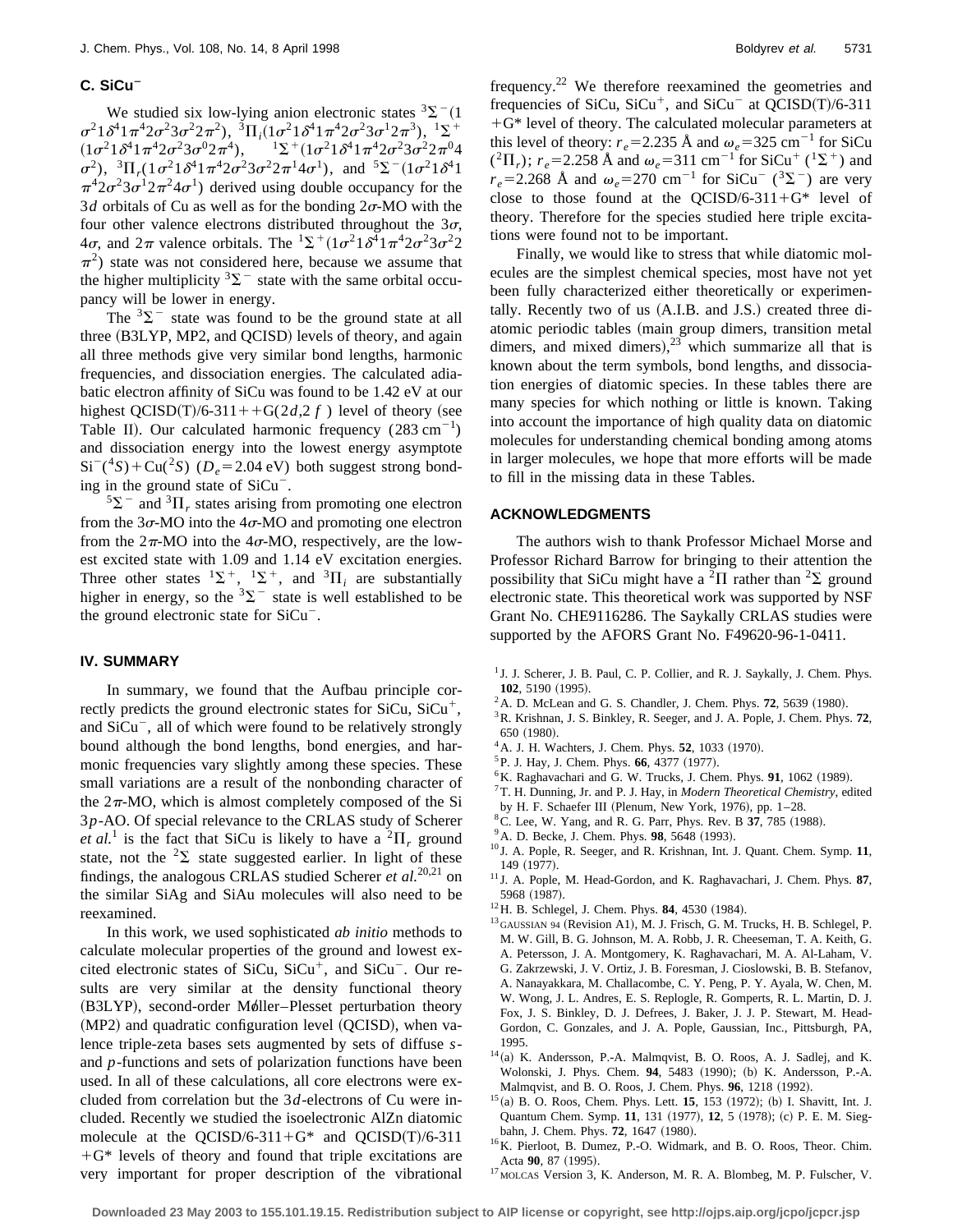### C. SiCu⁻

We studied six low-lying anion electronic states $^3\Sigma^-(1\sigma^2 1\delta^4 1\pi^4 2\sigma^2 3\sigma^2 2\pi^2)$, $^3\Pi_i(1\sigma^2 1\delta^4 1\pi^4 2\sigma^2 3\sigma^1 2\pi^3)$, $^1\Sigma^+(1\sigma^2 1\delta^4 1\pi^4 2\sigma^2 3\sigma^0 2\pi^4)$, $^1\Sigma^+(1\sigma^2 1\delta^4 1\pi^4 2\sigma^2 3\sigma^2 2\pi^0 4\sigma^2)$, $^3\Pi_r(1\sigma^2 1\delta^4 1\pi^4 2\sigma^2 3\sigma^2 2\pi^1 4\sigma^1)$, and $^5\Sigma^-(1\sigma^2 1\delta^4 1\pi^4 2\sigma^2 3\sigma^1 2\pi^2 4\sigma^1)$ derived using double occupancy for the $3d$ orbitals of Cu as well as for the bonding $2\sigma$-MO with the four other valence electrons distributed throughout the $3\sigma$, $4\sigma$, and $2\pi$ valence orbitals. The $^1\Sigma^+(1\sigma^2 1\delta^4 1\pi^4 2\sigma^2 3\sigma^2 2\pi^2)$ state was not considered here, because we assume that the higher multiplicity $^3\Sigma^-$ state with the same orbital occupancy will be lower in energy.

The $^3\Sigma^-$ state was found to be the ground state at all three (B3LYP, MP2, and QCISD) levels of theory, and again all three methods give very similar bond lengths, harmonic frequencies, and dissociation energies. The calculated adiabatic electron affinity of SiCu was found to be 1.42 eV at our highest QCISD(T)/6-311++G(2$d$,2$f$) level of theory (see Table II). Our calculated harmonic frequency (283 $\text{cm}^{-1}$) and dissociation energy into the lowest energy asymptote $\text{Si}^-(^4S)+\text{Cu}(^2S)$ ($D_e$=2.04 eV) both suggest strong bonding in the ground state of $\text{SiCu}^-$.

$^5\Sigma^-$ and $^3\Pi_r$ states arising from promoting one electron from the $3\sigma$-MO into the $4\sigma$-MO and promoting one electron from the $2\pi$-MO into the $4\sigma$-MO, respectively, are the lowest excited state with 1.09 and 1.14 eV excitation energies. Three other states $^1\Sigma^+$, $^1\Sigma^+$, and $^3\Pi_i$ are substantially higher in energy, so the $^3\Sigma^-$ state is well established to be the ground electronic state for $\text{SiCu}^-$.

## IV. SUMMARY

In summary, we found that the Aufbau principle correctly predicts the ground electronic states for SiCu, $\text{SiCu}^+$, and $\text{SiCu}^-$, all of which were found to be relatively strongly bound although the bond lengths, bond energies, and harmonic frequencies vary slightly among these species. These small variations are a result of the nonbonding character of the $2\pi$-MO, which is almost completely composed of the Si $3p$-AO. Of special relevance to the CRLAS study of Scherer *et al.*[1] is the fact that SiCu is likely to have a $^2\Pi_r$ ground state, not the $^2\Sigma$ state suggested earlier. In light of these findings, the analogous CRLAS studied Scherer *et al.*[20,21] on the similar SiAg and SiAu molecules will also need to be reexamined.

In this work, we used sophisticated *ab initio* methods to calculate molecular properties of the ground and lowest excited electronic states of SiCu, $\text{SiCu}^+$, and $\text{SiCu}^-$. Our results are very similar at the density functional theory (B3LYP), second-order Møller–Plesset perturbation theory (MP2) and quadratic configuration level (QCISD), when valence triple-zeta bases sets augmented by sets of diffuse $s$- and $p$-functions and sets of polarization functions have been used. In all of these calculations, all core electrons were excluded from correlation but the $3d$-electrons of Cu were included. Recently we studied the isoelectronic AlZn diatomic molecule at the QCISD/6-311+G* and QCISD(T)/6-311+G* levels of theory and found that triple excitations are very important for proper description of the vibrational frequency.[22] We therefore reexamined the geometries and frequencies of SiCu, $\text{SiCu}^+$, and $\text{SiCu}^-$ at QCISD(T)/6-311+G* level of theory. The calculated molecular parameters at this level of theory: $r_e$=2.235 Å and $\omega_e$=325 $\text{cm}^{-1}$ for SiCu ($^2\Pi_r$); $r_e$=2.258 Å and $\omega_e$=311 $\text{cm}^{-1}$ for $\text{SiCu}^+$ ($^1\Sigma^+$) and $r_e$=2.268 Å and $\omega_e$=270 $\text{cm}^{-1}$ for $\text{SiCu}^-$ ($^3\Sigma^-$) are very close to those found at the QCISD/6-311+G* level of theory. Therefore for the species studied here triple excitations were found not to be important.

Finally, we would like to stress that while diatomic molecules are the simplest chemical species, most have not yet been fully characterized either theoretically or experimentally. Recently two of us (A.I.B. and J.S.) created three diatomic periodic tables (main group dimers, transition metal dimers, and mixed dimers),[23] which summarize all that is known about the term symbols, bond lengths, and dissociation energies of diatomic species. In these tables there are many species for which nothing or little is known. Taking into account the importance of high quality data on diatomic molecules for understanding chemical bonding among atoms in larger molecules, we hope that more efforts will be made to fill in the missing data in these Tables.

## ACKNOWLEDGMENTS

The authors wish to thank Professor Michael Morse and Professor Richard Barrow for bringing to their attention the possibility that SiCu might have a $^2\Pi$ rather than $^2\Sigma$ ground electronic state. This theoretical work was supported by NSF Grant No. CHE9116286. The Saykally CRLAS studies were supported by the AFORS Grant No. F49620-96-1-0411.

[1] J. J. Scherer, J. B. Paul, C. P. Collier, and R. J. Saykally, J. Chem. Phys. **102**, 5190 (1995).
[2] A. D. McLean and G. S. Chandler, J. Chem. Phys. **72**, 5639 (1980).
[3] R. Krishnan, J. S. Binkley, R. Seeger, and J. A. Pople, J. Chem. Phys. **72**, 650 (1980).
[4] A. J. H. Wachters, J. Chem. Phys. **52**, 1033 (1970).
[5] P. J. Hay, J. Chem. Phys. **66**, 4377 (1977).
[6] K. Raghavachari and G. W. Trucks, J. Chem. Phys. **91**, 1062 (1989).
[7] T. H. Dunning, Jr. and P. J. Hay, in *Modern Theoretical Chemistry*, edited by H. F. Schaefer III (Plenum, New York, 1976), pp. 1–28.
[8] C. Lee, W. Yang, and R. G. Parr, Phys. Rev. B **37**, 785 (1988).
[9] A. D. Becke, J. Chem. Phys. **98**, 5648 (1993).
[10] J. A. Pople, R. Seeger, and R. Krishnan, Int. J. Quant. Chem. Symp. **11**, 149 (1977).
[11] J. A. Pople, M. Head-Gordon, and K. Raghavachari, J. Chem. Phys. **87**, 5968 (1987).
[12] H. B. Schlegel, J. Chem. Phys. **84**, 4530 (1984).
[13] GAUSSIAN 94 (Revision A1), M. J. Frisch, G. M. Trucks, H. B. Schlegel, P. M. W. Gill, B. G. Johnson, M. A. Robb, J. R. Cheeseman, T. A. Keith, G. A. Petersson, J. A. Montgomery, K. Raghavachari, M. A. Al-Laham, V. G. Zakrzewski, J. V. Ortiz, J. B. Foresman, J. Cioslowski, B. B. Stefanov, A. Nanayakkara, M. Challacombe, C. Y. Peng, P. Y. Ayala, W. Chen, M. W. Wong, J. L. Andres, E. S. Replogle, R. Gomperts, R. L. Martin, D. J. Fox, J. S. Binkley, D. J. Defrees, J. Baker, J. J. P. Stewart, M. Head-Gordon, C. Gonzales, and J. A. Pople, Gaussian, Inc., Pittsburgh, PA, 1995.
[14] (a) K. Andersson, P.-A. Malmqvist, B. O. Roos, A. J. Sadlej, and K. Wolonski, J. Phys. Chem. **94**, 5483 (1990); (b) K. Andersson, P.-A. Malmqvist, and B. O. Roos, J. Chem. Phys. **96**, 1218 (1992).
[15] (a) B. O. Roos, Chem. Phys. Lett. **15**, 153 (1972); (b) I. Shavitt, Int. J. Quantum Chem. Symp. **11**, 131 (1977), **12**, 5 (1978); (c) P. E. M. Siegbahn, J. Chem. Phys. **72**, 1647 (1980).
[16] K. Pierloot, B. Dumez, P.-O. Widmark, and B. O. Roos, Theor. Chim. Acta **90**, 87 (1995).
[17] MOLCAS Version 3, K. Anderson, M. R. A. Blombeg, M. P. Fulscher, V.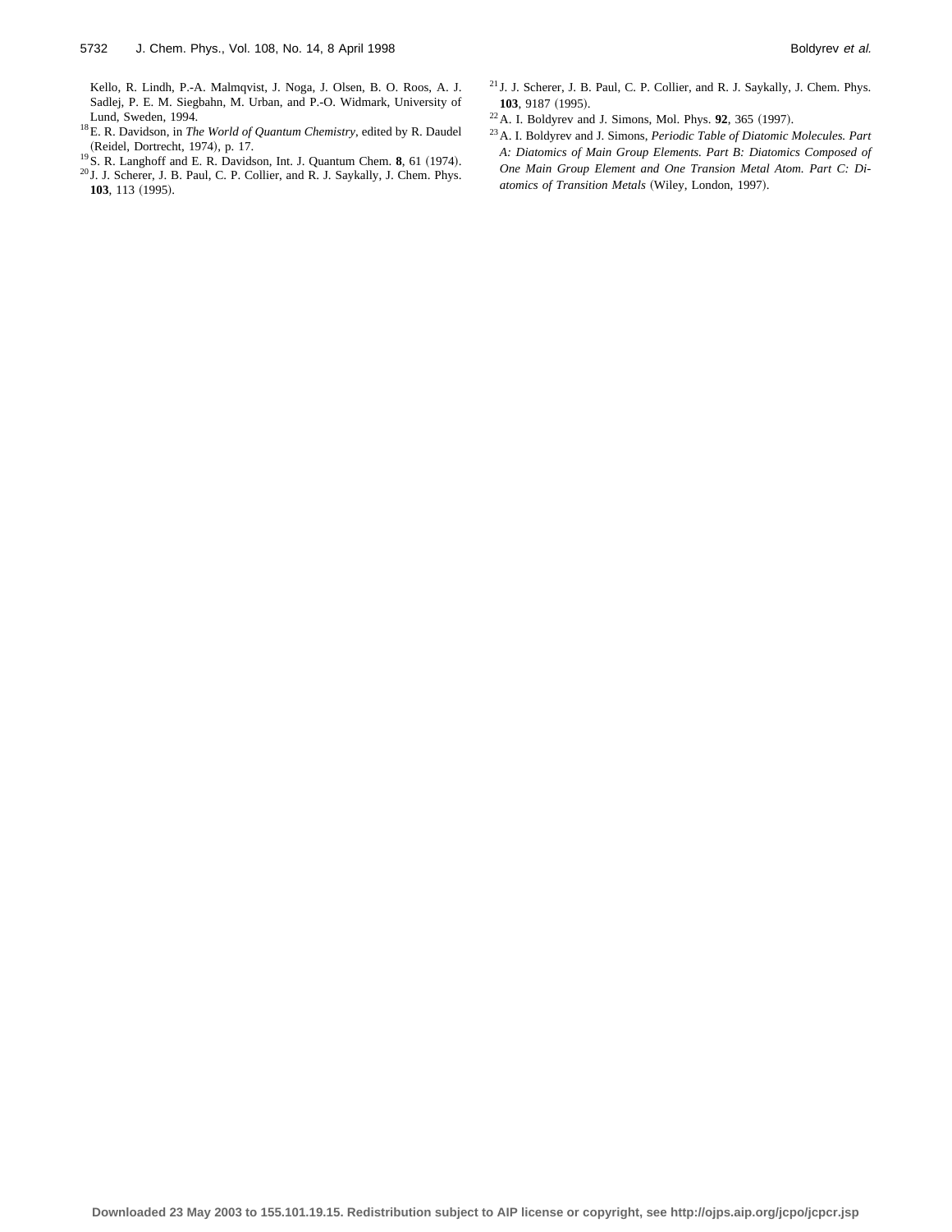Kello, R. Lindh, P.-A. Malmqvist, J. Noga, J. Olsen, B. O. Roos, A. J. Sadlej, P. E. M. Siegbahn, M. Urban, and P.-O. Widmark, University of Lund, Sweden, 1994.

[18] E. R. Davidson, in *The World of Quantum Chemistry*, edited by R. Daudel (Reidel, Dortrecht, 1974), p. 17.

[19] S. R. Langhoff and E. R. Davidson, Int. J. Quantum Chem. **8**, 61 (1974).

[20] J. J. Scherer, J. B. Paul, C. P. Collier, and R. J. Saykally, J. Chem. Phys. **103**, 113 (1995).

[21] J. J. Scherer, J. B. Paul, C. P. Collier, and R. J. Saykally, J. Chem. Phys. **103**, 9187 (1995).

[22] A. I. Boldyrev and J. Simons, Mol. Phys. **92**, 365 (1997).

[23] A. I. Boldyrev and J. Simons, *Periodic Table of Diatomic Molecules. Part A: Diatomics of Main Group Elements. Part B: Diatomics Composed of One Main Group Element and One Transion Metal Atom. Part C: Diatomics of Transition Metals* (Wiley, London, 1997).

Downloaded 23 May 2003 to 155.101.19.15. Redistribution subject to AIP license or copyright, see http://ojps.aip.org/jcpo/jcpcr.jsp